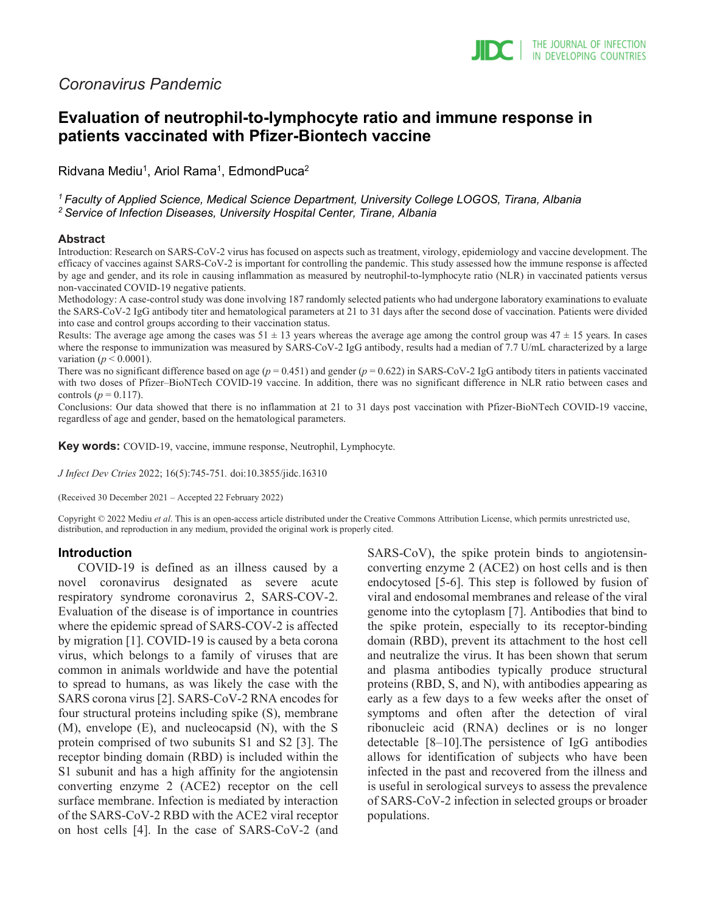*Coronavirus Pandemic*

# Evaluation of neutrophil-to-lymphocyte ratio and immune response in patients vaccinated with Pfizer-Biontech vaccine

Ridvana Mediu[1], Ariol Rama[1], EdmondPuca[2]

[1] *Faculty of Applied Science, Medical Science Department, University College LOGOS, Tirana, Albania*
[2] *Service of Infection Diseases, University Hospital Center, Tirane, Albania*

## Abstract

Introduction: Research on SARS-CoV-2 virus has focused on aspects such as treatment, virology, epidemiology and vaccine development. The efficacy of vaccines against SARS-CoV-2 is important for controlling the pandemic. This study assessed how the immune response is affected by age and gender, and its role in causing inflammation as measured by neutrophil-to-lymphocyte ratio (NLR) in vaccinated patients versus non-vaccinated COVID-19 negative patients.

Methodology: A case-control study was done involving 187 randomly selected patients who had undergone laboratory examinations to evaluate the SARS-CoV-2 IgG antibody titer and hematological parameters at 21 to 31 days after the second dose of vaccination. Patients were divided into case and control groups according to their vaccination status.

Results: The average age among the cases was 51 ± 13 years whereas the average age among the control group was 47 ± 15 years. In cases where the response to immunization was measured by SARS-CoV-2 IgG antibody, results had a median of 7.7 U/mL characterized by a large variation ($p < 0.0001$).

There was no significant difference based on age ($p = 0.451$) and gender ($p = 0.622$) in SARS-CoV-2 IgG antibody titers in patients vaccinated with two doses of Pfizer–BioNTech COVID-19 vaccine. In addition, there was no significant difference in NLR ratio between cases and controls ($p = 0.117$).

Conclusions: Our data showed that there is no inflammation at 21 to 31 days post vaccination with Pfizer-BioNTech COVID-19 vaccine, regardless of age and gender, based on the hematological parameters.

**Key words:** COVID-19, vaccine, immune response, Neutrophil, Lymphocyte.

*J Infect Dev Ctries* 2022; 16(5):745-751. doi:10.3855/jidc.16310

(Received 30 December 2021 – Accepted 22 February 2022)

Copyright © 2022 Mediu *et al*. This is an open-access article distributed under the Creative Commons Attribution License, which permits unrestricted use, distribution, and reproduction in any medium, provided the original work is properly cited.

## Introduction

COVID-19 is defined as an illness caused by a novel coronavirus designated as severe acute respiratory syndrome coronavirus 2, SARS-COV-2. Evaluation of the disease is of importance in countries where the epidemic spread of SARS-COV-2 is affected by migration [1]. COVID-19 is caused by a beta corona virus, which belongs to a family of viruses that are common in animals worldwide and have the potential to spread to humans, as was likely the case with the SARS corona virus [2]. SARS-CoV-2 RNA encodes for four structural proteins including spike (S), membrane (M), envelope (E), and nucleocapsid (N), with the S protein comprised of two subunits S1 and S2 [3]. The receptor binding domain (RBD) is included within the S1 subunit and has a high affinity for the angiotensin converting enzyme 2 (ACE2) receptor on the cell surface membrane. Infection is mediated by interaction of the SARS-CoV-2 RBD with the ACE2 viral receptor on host cells [4]. In the case of SARS-CoV-2 (and SARS-CoV), the spike protein binds to angiotensin-converting enzyme 2 (ACE2) on host cells and is then endocytosed [5-6]. This step is followed by fusion of viral and endosomal membranes and release of the viral genome into the cytoplasm [7]. Antibodies that bind to the spike protein, especially to its receptor-binding domain (RBD), prevent its attachment to the host cell and neutralize the virus. It has been shown that serum and plasma antibodies typically produce structural proteins (RBD, S, and N), with antibodies appearing as early as a few days to a few weeks after the onset of symptoms and often after the detection of viral ribonucleic acid (RNA) declines or is no longer detectable [8–10].The persistence of IgG antibodies allows for identification of subjects who have been infected in the past and recovered from the illness and is useful in serological surveys to assess the prevalence of SARS-CoV-2 infection in selected groups or broader populations.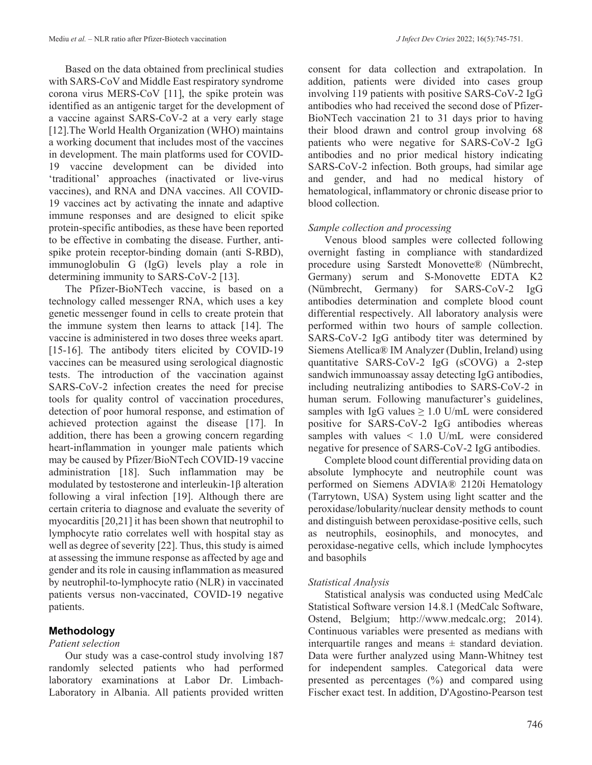Based on the data obtained from preclinical studies with SARS-CoV and Middle East respiratory syndrome corona virus MERS-CoV [11], the spike protein was identified as an antigenic target for the development of a vaccine against SARS-CoV-2 at a very early stage [12].The World Health Organization (WHO) maintains a working document that includes most of the vaccines in development. The main platforms used for COVID-19 vaccine development can be divided into 'traditional' approaches (inactivated or live-virus vaccines), and RNA and DNA vaccines. All COVID-19 vaccines act by activating the innate and adaptive immune responses and are designed to elicit spike protein-specific antibodies, as these have been reported to be effective in combating the disease. Further, anti-spike protein receptor-binding domain (anti S-RBD), immunoglobulin G (IgG) levels play a role in determining immunity to SARS-CoV-2 [13].

The Pfizer-BioNTech vaccine, is based on a technology called messenger RNA, which uses a key genetic messenger found in cells to create protein that the immune system then learns to attack [14]. The vaccine is administered in two doses three weeks apart. [15-16]. The antibody titers elicited by COVID-19 vaccines can be measured using serological diagnostic tests. The introduction of the vaccination against SARS-CoV-2 infection creates the need for precise tools for quality control of vaccination procedures, detection of poor humoral response, and estimation of achieved protection against the disease [17]. In addition, there has been a growing concern regarding heart-inflammation in younger male patients which may be caused by Pfizer/BioNTech COVID-19 vaccine administration [18]. Such inflammation may be modulated by testosterone and interleukin-1β alteration following a viral infection [19]. Although there are certain criteria to diagnose and evaluate the severity of myocarditis [20,21] it has been shown that neutrophil to lymphocyte ratio correlates well with hospital stay as well as degree of severity [22]. Thus, this study is aimed at assessing the immune response as affected by age and gender and its role in causing inflammation as measured by neutrophil-to-lymphocyte ratio (NLR) in vaccinated patients versus non-vaccinated, COVID-19 negative patients.

## Methodology

### *Patient selection*

Our study was a case-control study involving 187 randomly selected patients who had performed laboratory examinations at Labor Dr. Limbach-Laboratory in Albania. All patients provided written consent for data collection and extrapolation. In addition, patients were divided into cases group involving 119 patients with positive SARS-CoV-2 IgG antibodies who had received the second dose of Pfizer-BioNTech vaccination 21 to 31 days prior to having their blood drawn and control group involving 68 patients who were negative for SARS-CoV-2 IgG antibodies and no prior medical history indicating SARS-CoV-2 infection. Both groups, had similar age and gender, and had no medical history of hematological, inflammatory or chronic disease prior to blood collection.

### *Sample collection and processing*

Venous blood samples were collected following overnight fasting in compliance with standardized procedure using Sarstedt Monovette® (Nümbrecht, Germany) serum and S-Monovette EDTA K2 (Nümbrecht, Germany) for SARS-CoV-2 IgG antibodies determination and complete blood count differential respectively. All laboratory analysis were performed within two hours of sample collection. SARS-CoV-2 IgG antibody titer was determined by Siemens Atellica® IM Analyzer (Dublin, Ireland) using quantitative SARS-CoV-2 IgG (sCOVG) a 2-step sandwich immunoassay assay detecting IgG antibodies, including neutralizing antibodies to SARS-CoV-2 in human serum. Following manufacturer's guidelines, samples with IgG values ≥ 1.0 U/mL were considered positive for SARS-CoV-2 IgG antibodies whereas samples with values < 1.0 U/mL were considered negative for presence of SARS-CoV-2 IgG antibodies.

Complete blood count differential providing data on absolute lymphocyte and neutrophile count was performed on Siemens ADVIA® 2120i Hematology (Tarrytown, USA) System using light scatter and the peroxidase/lobularity/nuclear density methods to count and distinguish between peroxidase-positive cells, such as neutrophils, eosinophils, and monocytes, and peroxidase-negative cells, which include lymphocytes and basophils

### *Statistical Analysis*

Statistical analysis was conducted using MedCalc Statistical Software version 14.8.1 (MedCalc Software, Ostend, Belgium; http://www.medcalc.org; 2014). Continuous variables were presented as medians with interquartile ranges and means ± standard deviation. Data were further analyzed using Mann-Whitney test for independent samples. Categorical data were presented as percentages (%) and compared using Fischer exact test. In addition, D'Agostino-Pearson test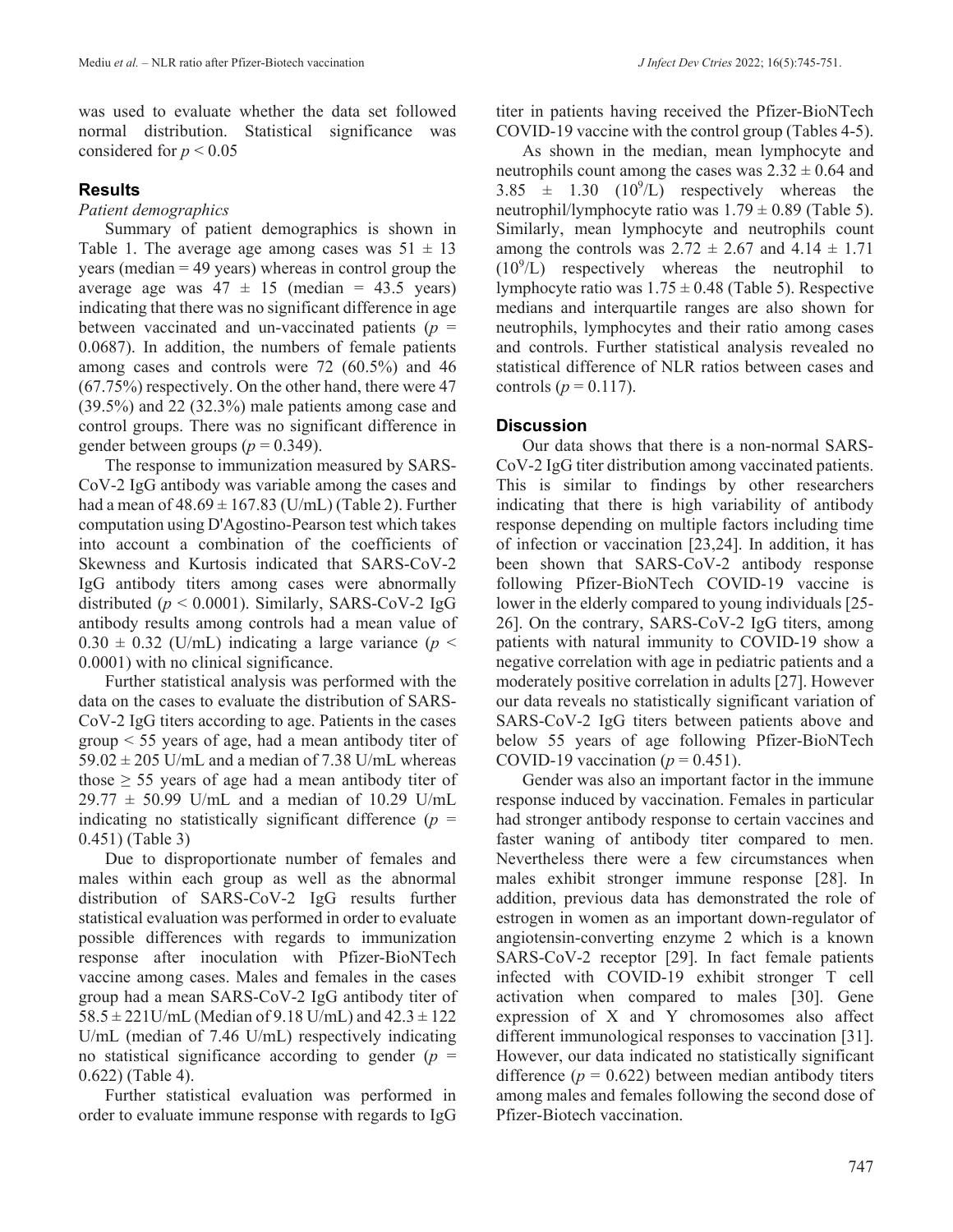was used to evaluate whether the data set followed normal distribution. Statistical significance was considered for $p < 0.05$

## Results

*Patient demographics*

Summary of patient demographics is shown in Table 1. The average age among cases was $51 \pm 13$ years (median = 49 years) whereas in control group the average age was $47 \pm 15$ (median = 43.5 years) indicating that there was no significant difference in age between vaccinated and un-vaccinated patients ($p = 0.0687$). In addition, the numbers of female patients among cases and controls were 72 (60.5%) and 46 (67.75%) respectively. On the other hand, there were 47 (39.5%) and 22 (32.3%) male patients among case and control groups. There was no significant difference in gender between groups ($p = 0.349$).

The response to immunization measured by SARS-CoV-2 IgG antibody was variable among the cases and had a mean of $48.69 \pm 167.83$ (U/mL) (Table 2). Further computation using D'Agostino-Pearson test which takes into account a combination of the coefficients of Skewness and Kurtosis indicated that SARS-CoV-2 IgG antibody titers among cases were abnormally distributed ($p < 0.0001$). Similarly, SARS-CoV-2 IgG antibody results among controls had a mean value of $0.30 \pm 0.32$ (U/mL) indicating a large variance ($p < 0.0001$) with no clinical significance.

Further statistical analysis was performed with the data on the cases to evaluate the distribution of SARS-CoV-2 IgG titers according to age. Patients in the cases group < 55 years of age, had a mean antibody titer of $59.02 \pm 205$ U/mL and a median of 7.38 U/mL whereas those ≥ 55 years of age had a mean antibody titer of $29.77 \pm 50.99$ U/mL and a median of 10.29 U/mL indicating no statistically significant difference ($p = 0.451$) (Table 3)

Due to disproportionate number of females and males within each group as well as the abnormal distribution of SARS-CoV-2 IgG results further statistical evaluation was performed in order to evaluate possible differences with regards to immunization response after inoculation with Pfizer-BioNTech vaccine among cases. Males and females in the cases group had a mean SARS-CoV-2 IgG antibody titer of $58.5 \pm 221$U/mL (Median of 9.18 U/mL) and $42.3 \pm 122$ U/mL (median of 7.46 U/mL) respectively indicating no statistical significance according to gender ($p = 0.622$) (Table 4).

Further statistical evaluation was performed in order to evaluate immune response with regards to IgG titer in patients having received the Pfizer-BioNTech COVID-19 vaccine with the control group (Tables 4-5).

As shown in the median, mean lymphocyte and neutrophils count among the cases was $2.32 \pm 0.64$ and $3.85 \pm 1.30$ ($10^9$/L) respectively whereas the neutrophil/lymphocyte ratio was $1.79 \pm 0.89$ (Table 5). Similarly, mean lymphocyte and neutrophils count among the controls was $2.72 \pm 2.67$ and $4.14 \pm 1.71$ ($10^9$/L) respectively whereas the neutrophil to lymphocyte ratio was $1.75 \pm 0.48$ (Table 5). Respective medians and interquartile ranges are also shown for neutrophils, lymphocytes and their ratio among cases and controls. Further statistical analysis revealed no statistical difference of NLR ratios between cases and controls ($p = 0.117$).

## Discussion

Our data shows that there is a non-normal SARS-CoV-2 IgG titer distribution among vaccinated patients. This is similar to findings by other researchers indicating that there is high variability of antibody response depending on multiple factors including time of infection or vaccination [23,24]. In addition, it has been shown that SARS-CoV-2 antibody response following Pfizer-BioNTech COVID-19 vaccine is lower in the elderly compared to young individuals [25-26]. On the contrary, SARS-CoV-2 IgG titers, among patients with natural immunity to COVID-19 show a negative correlation with age in pediatric patients and a moderately positive correlation in adults [27]. However our data reveals no statistically significant variation of SARS-CoV-2 IgG titers between patients above and below 55 years of age following Pfizer-BioNTech COVID-19 vaccination ($p = 0.451$).

Gender was also an important factor in the immune response induced by vaccination. Females in particular had stronger antibody response to certain vaccines and faster waning of antibody titer compared to men. Nevertheless there were a few circumstances when males exhibit stronger immune response [28]. In addition, previous data has demonstrated the role of estrogen in women as an important down-regulator of angiotensin-converting enzyme 2 which is a known SARS-CoV-2 receptor [29]. In fact female patients infected with COVID-19 exhibit stronger T cell activation when compared to males [30]. Gene expression of X and Y chromosomes also affect different immunological responses to vaccination [31]. However, our data indicated no statistically significant difference ($p = 0.622$) between median antibody titers among males and females following the second dose of Pfizer-Biotech vaccination.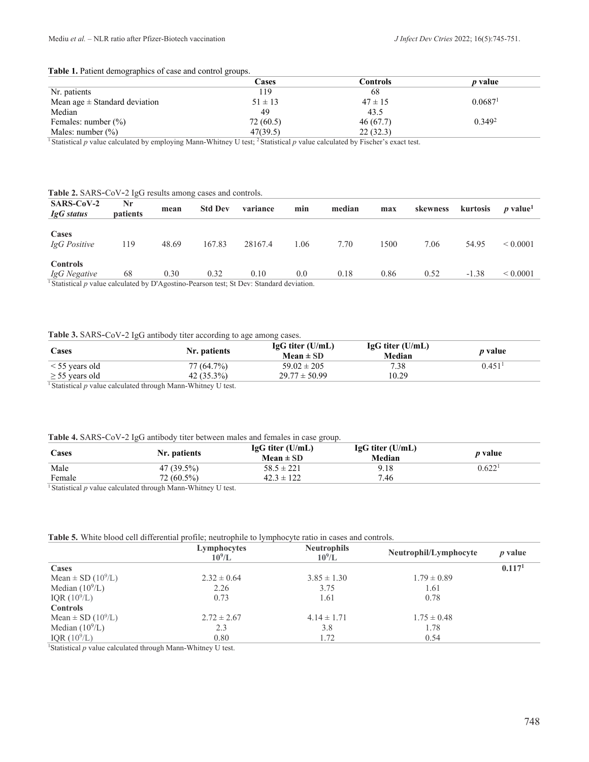**Table 1.** Patient demographics of case and control groups.

| | Cases | Controls | *p* value |
|---|---|---|---|
| Nr. patients | 119 | 68 | |
| Mean age ± Standard deviation | 51 ± 13 | 47 ± 15 | 0.0687[1] |
| Median | 49 | 43.5 | |
| Females: number (%) | 72 (60.5) | 46 (67.7) | 0.349[2] |
| Males: number (%) | 47(39.5) | 22 (32.3) | |

[1] Statistical *p* value calculated by employing Mann-Whitney U test; [2] Statistical *p* value calculated by Fischer's exact test.

**Table 2.** SARS-CoV-2 IgG results among cases and controls.

| SARS-CoV-2 *IgG status* | Nr patients | mean | Std Dev | variance | min | median | max | skewness | kurtosis | *p* value[1] |
|---|---|---|---|---|---|---|---|---|---|---|
| **Cases** *IgG Positive* | 119 | 48.69 | 167.83 | 28167.4 | 1.06 | 7.70 | 1500 | 7.06 | 54.95 | < 0.0001 |
| **Controls** *IgG Negative* | 68 | 0.30 | 0.32 | 0.10 | 0.0 | 0.18 | 0.86 | 0.52 | -1.38 | < 0.0001 |

[1] Statistical *p* value calculated by D'Agostino-Pearson test; St Dev: Standard deviation.

**Table 3.** SARS-CoV-2 IgG antibody titer according to age among cases.

| Cases | Nr. patients | IgG titer (U/mL) Mean ± SD | IgG titer (U/mL) Median | *p* value |
|---|---|---|---|---|
| < 55 years old | 77 (64.7%) | 59.02 ± 205 | 7.38 | 0.451[1] |
| ≥ 55 years old | 42 (35.3%) | 29.77 ± 50.99 | 10.29 | |

[1] Statistical *p* value calculated through Mann-Whitney U test.

**Table 4.** SARS-CoV-2 IgG antibody titer between males and females in case group.

| Cases | Nr. patients | IgG titer (U/mL) Mean ± SD | IgG titer (U/mL) Median | *p* value |
|---|---|---|---|---|
| Male | 47 (39.5%) | 58.5 ± 221 | 9.18 | 0.622[1] |
| Female | 72 (60.5%) | 42.3 ± 122 | 7.46 | |

[1] Statistical *p* value calculated through Mann-Whitney U test.

**Table 5.** White blood cell differential profile; neutrophile to lymphocyte ratio in cases and controls.

| | Lymphocytes $10^9$/L | Neutrophils $10^9$/L | Neutrophil/Lymphocyte | *p* value |
|---|---|---|---|---|
| **Cases** | | | | **0.117[1]** |
| Mean ± SD ($10^9$/L) | 2.32 ± 0.64 | 3.85 ± 1.30 | 1.79 ± 0.89 | |
| Median ($10^9$/L) | 2.26 | 3.75 | 1.61 | |
| IQR ($10^9$/L) | 0.73 | 1.61 | 0.78 | |
| **Controls** | | | | |
| Mean ± SD ($10^9$/L) | 2.72 ± 2.67 | 4.14 ± 1.71 | 1.75 ± 0.48 | |
| Median ($10^9$/L) | 2.3 | 3.8 | 1.78 | |
| IQR ($10^9$/L) | 0.80 | 1.72 | 0.54 | |

[1] Statistical *p* value calculated through Mann-Whitney U test.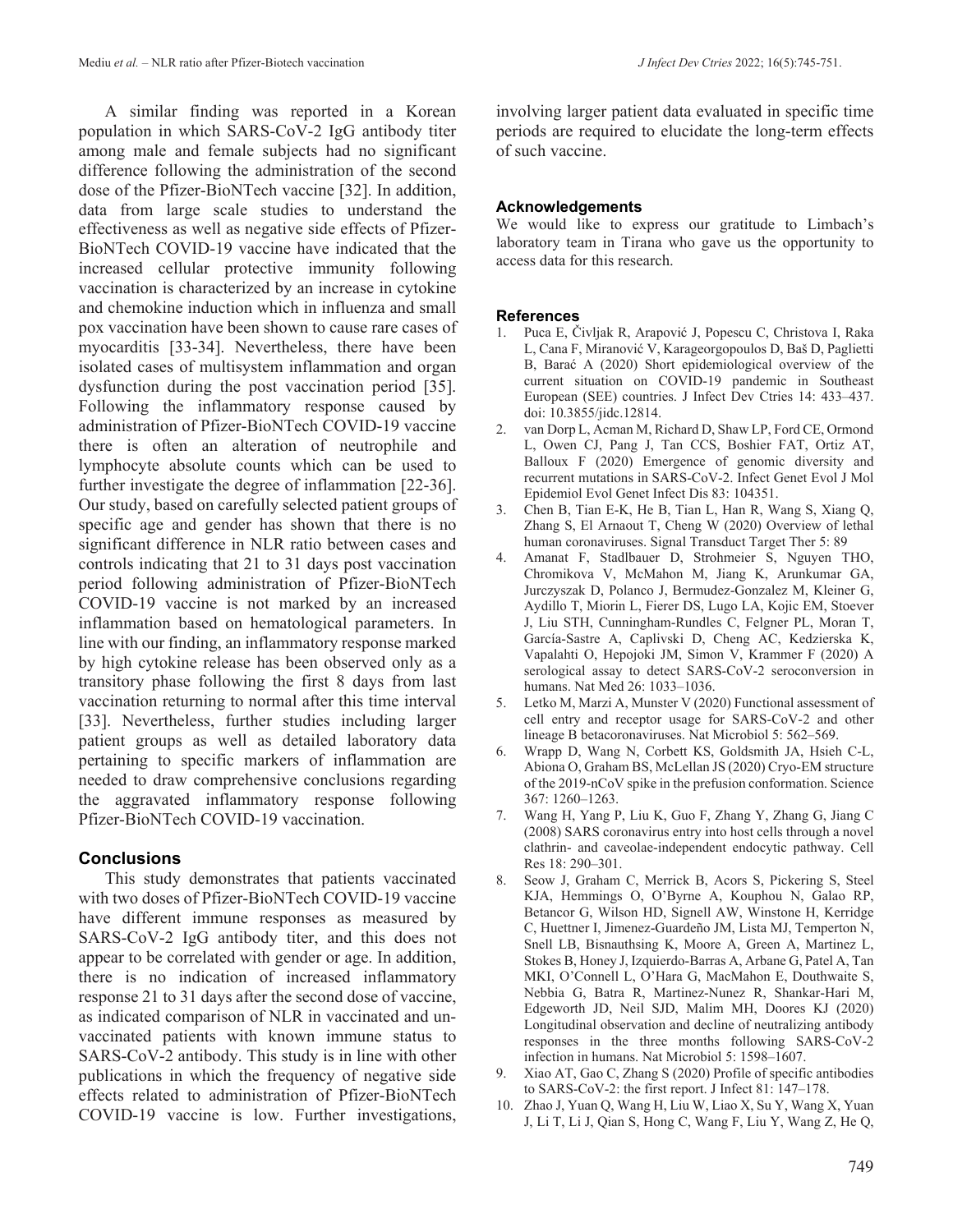A similar finding was reported in a Korean population in which SARS-CoV-2 IgG antibody titer among male and female subjects had no significant difference following the administration of the second dose of the Pfizer-BioNTech vaccine [32]. In addition, data from large scale studies to understand the effectiveness as well as negative side effects of Pfizer-BioNTech COVID-19 vaccine have indicated that the increased cellular protective immunity following vaccination is characterized by an increase in cytokine and chemokine induction which in influenza and small pox vaccination have been shown to cause rare cases of myocarditis [33-34]. Nevertheless, there have been isolated cases of multisystem inflammation and organ dysfunction during the post vaccination period [35]. Following the inflammatory response caused by administration of Pfizer-BioNTech COVID-19 vaccine there is often an alteration of neutrophile and lymphocyte absolute counts which can be used to further investigate the degree of inflammation [22-36]. Our study, based on carefully selected patient groups of specific age and gender has shown that there is no significant difference in NLR ratio between cases and controls indicating that 21 to 31 days post vaccination period following administration of Pfizer-BioNTech COVID-19 vaccine is not marked by an increased inflammation based on hematological parameters. In line with our finding, an inflammatory response marked by high cytokine release has been observed only as a transitory phase following the first 8 days from last vaccination returning to normal after this time interval [33]. Nevertheless, further studies including larger patient groups as well as detailed laboratory data pertaining to specific markers of inflammation are needed to draw comprehensive conclusions regarding the aggravated inflammatory response following Pfizer-BioNTech COVID-19 vaccination.

## Conclusions

This study demonstrates that patients vaccinated with two doses of Pfizer-BioNTech COVID-19 vaccine have different immune responses as measured by SARS-CoV-2 IgG antibody titer, and this does not appear to be correlated with gender or age. In addition, there is no indication of increased inflammatory response 21 to 31 days after the second dose of vaccine, as indicated comparison of NLR in vaccinated and un-vaccinated patients with known immune status to SARS-CoV-2 antibody. This study is in line with other publications in which the frequency of negative side effects related to administration of Pfizer-BioNTech COVID-19 vaccine is low. Further investigations, involving larger patient data evaluated in specific time periods are required to elucidate the long-term effects of such vaccine.

## Acknowledgements

We would like to express our gratitude to Limbach's laboratory team in Tirana who gave us the opportunity to access data for this research.

## References

1. Puca E, Čivljak R, Arapović J, Popescu C, Christova I, Raka L, Cana F, Miranović V, Karageorgopoulos D, Baš D, Paglietti B, Barać A (2020) Short epidemiological overview of the current situation on COVID-19 pandemic in Southeast European (SEE) countries. J Infect Dev Ctries 14: 433–437. doi: 10.3855/jidc.12814.
2. van Dorp L, Acman M, Richard D, Shaw LP, Ford CE, Ormond L, Owen CJ, Pang J, Tan CCS, Boshier FAT, Ortiz AT, Balloux F (2020) Emergence of genomic diversity and recurrent mutations in SARS-CoV-2. Infect Genet Evol J Mol Epidemiol Evol Genet Infect Dis 83: 104351.
3. Chen B, Tian E-K, He B, Tian L, Han R, Wang S, Xiang Q, Zhang S, El Arnaout T, Cheng W (2020) Overview of lethal human coronaviruses. Signal Transduct Target Ther 5: 89
4. Amanat F, Stadlbauer D, Strohmeier S, Nguyen THO, Chromikova V, McMahon M, Jiang K, Arunkumar GA, Jurczyszak D, Polanco J, Bermudez-Gonzalez M, Kleiner G, Aydillo T, Miorin L, Fierer DS, Lugo LA, Kojic EM, Stoever J, Liu STH, Cunningham-Rundles C, Felgner PL, Moran T, García-Sastre A, Caplivski D, Cheng AC, Kedzierska K, Vapalahti O, Hepojoki JM, Simon V, Krammer F (2020) A serological assay to detect SARS-CoV-2 seroconversion in humans. Nat Med 26: 1033–1036.
5. Letko M, Marzi A, Munster V (2020) Functional assessment of cell entry and receptor usage for SARS-CoV-2 and other lineage B betacoronaviruses. Nat Microbiol 5: 562–569.
6. Wrapp D, Wang N, Corbett KS, Goldsmith JA, Hsieh C-L, Abiona O, Graham BS, McLellan JS (2020) Cryo-EM structure of the 2019-nCoV spike in the prefusion conformation. Science 367: 1260–1263.
7. Wang H, Yang P, Liu K, Guo F, Zhang Y, Zhang G, Jiang C (2008) SARS coronavirus entry into host cells through a novel clathrin- and caveolae-independent endocytic pathway. Cell Res 18: 290–301.
8. Seow J, Graham C, Merrick B, Acors S, Pickering S, Steel KJA, Hemmings O, O'Byrne A, Kouphou N, Galao RP, Betancor G, Wilson HD, Signell AW, Winstone H, Kerridge C, Huettner I, Jimenez-Guardeño JM, Lista MJ, Temperton N, Snell LB, Bisnauthsing K, Moore A, Green A, Martinez L, Stokes B, Honey J, Izquierdo-Barras A, Arbane G, Patel A, Tan MKI, O'Connell L, O'Hara G, MacMahon E, Douthwaite S, Nebbia G, Batra R, Martinez-Nunez R, Shankar-Hari M, Edgeworth JD, Neil SJD, Malim MH, Doores KJ (2020) Longitudinal observation and decline of neutralizing antibody responses in the three months following SARS-CoV-2 infection in humans. Nat Microbiol 5: 1598–1607.
9. Xiao AT, Gao C, Zhang S (2020) Profile of specific antibodies to SARS-CoV-2: the first report. J Infect 81: 147–178.
10. Zhao J, Yuan Q, Wang H, Liu W, Liao X, Su Y, Wang X, Yuan J, Li T, Li J, Qian S, Hong C, Wang F, Liu Y, Wang Z, He Q,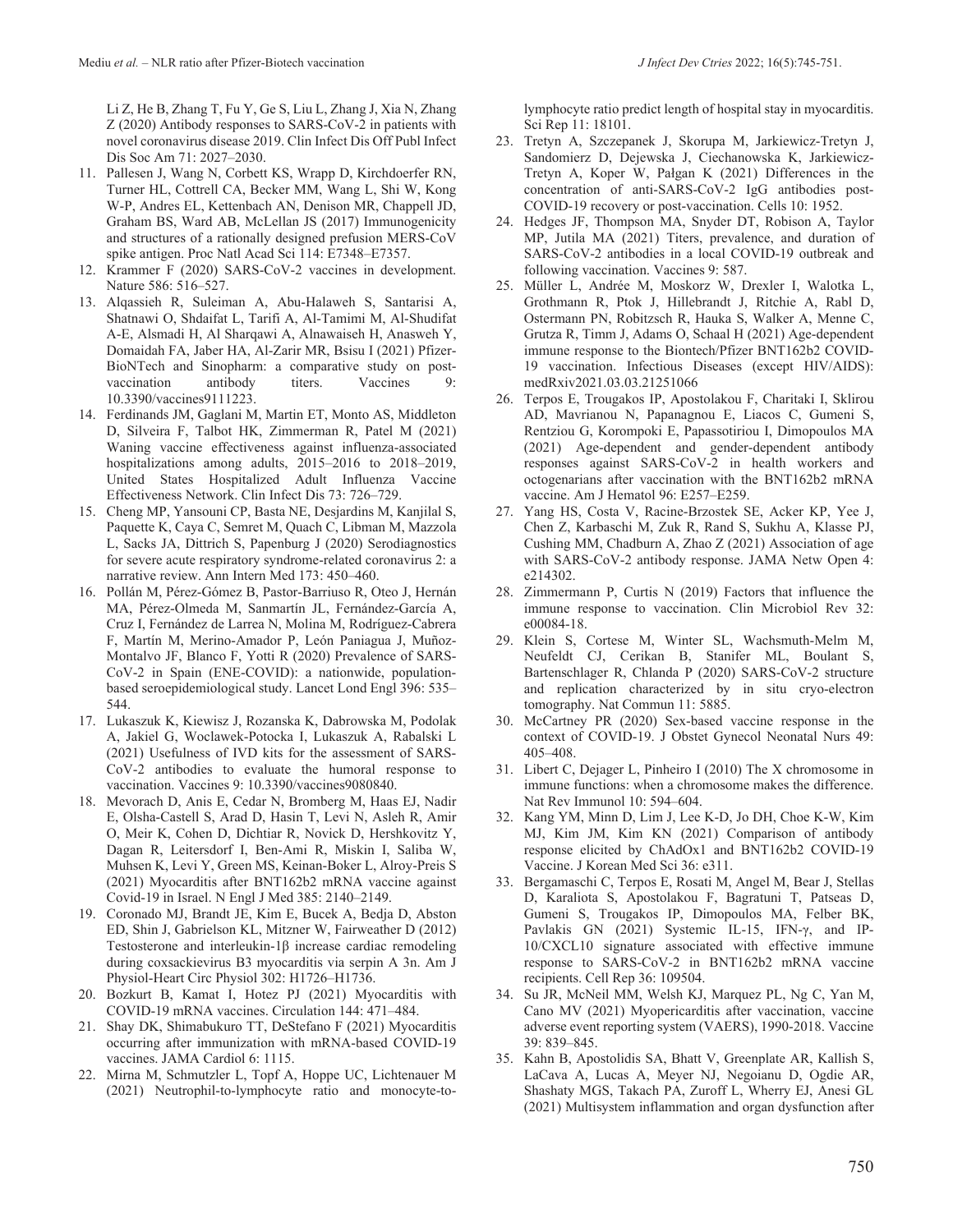Li Z, He B, Zhang T, Fu Y, Ge S, Liu L, Zhang J, Xia N, Zhang Z (2020) Antibody responses to SARS-CoV-2 in patients with novel coronavirus disease 2019. Clin Infect Dis Off Publ Infect Dis Soc Am 71: 2027–2030.

11. Pallesen J, Wang N, Corbett KS, Wrapp D, Kirchdoerfer RN, Turner HL, Cottrell CA, Becker MM, Wang L, Shi W, Kong W-P, Andres EL, Kettenbach AN, Denison MR, Chappell JD, Graham BS, Ward AB, McLellan JS (2017) Immunogenicity and structures of a rationally designed prefusion MERS-CoV spike antigen. Proc Natl Acad Sci 114: E7348–E7357.
12. Krammer F (2020) SARS-CoV-2 vaccines in development. Nature 586: 516–527.
13. Alqassieh R, Suleiman A, Abu-Halaweh S, Santarisi A, Shatnawi O, Shdaifat L, Tarifi A, Al-Tamimi M, Al-Shudifat A-E, Alsmadi H, Al Sharqawi A, Alnawaiseh H, Anasweh Y, Domaidah FA, Jaber HA, Al-Zarir MR, Bsisu I (2021) Pfizer-BioNTech and Sinopharm: a comparative study on post-vaccination antibody titers. Vaccines 9: 10.3390/vaccines9111223.
14. Ferdinands JM, Gaglani M, Martin ET, Monto AS, Middleton D, Silveira F, Talbot HK, Zimmerman R, Patel M (2021) Waning vaccine effectiveness against influenza-associated hospitalizations among adults, 2015–2016 to 2018–2019, United States Hospitalized Adult Influenza Vaccine Effectiveness Network. Clin Infect Dis 73: 726–729.
15. Cheng MP, Yansouni CP, Basta NE, Desjardins M, Kanjilal S, Paquette K, Caya C, Semret M, Quach C, Libman M, Mazzola L, Sacks JA, Dittrich S, Papenburg J (2020) Serodiagnostics for severe acute respiratory syndrome-related coronavirus 2: a narrative review. Ann Intern Med 173: 450–460.
16. Pollán M, Pérez-Gómez B, Pastor-Barriuso R, Oteo J, Hernán MA, Pérez-Olmeda M, Sanmartín JL, Fernández-García A, Cruz I, Fernández de Larrea N, Molina M, Rodríguez-Cabrera F, Martín M, Merino-Amador P, León Paniagua J, Muñoz-Montalvo JF, Blanco F, Yotti R (2020) Prevalence of SARS-CoV-2 in Spain (ENE-COVID): a nationwide, population-based seroepidemiological study. Lancet Lond Engl 396: 535–544.
17. Lukaszuk K, Kiewisz J, Rozanska K, Dabrowska M, Podolak A, Jakiel G, Woclawek-Potocka I, Lukaszuk A, Rabalski L (2021) Usefulness of IVD kits for the assessment of SARS-CoV-2 antibodies to evaluate the humoral response to vaccination. Vaccines 9: 10.3390/vaccines9080840.
18. Mevorach D, Anis E, Cedar N, Bromberg M, Haas EJ, Nadir E, Olsha-Castell S, Arad D, Hasin T, Levi N, Asleh R, Amir O, Meir K, Cohen D, Dichtiar R, Novick D, Hershkovitz Y, Dagan R, Leitersdorf I, Ben-Ami R, Miskin I, Saliba W, Muhsen K, Levi Y, Green MS, Keinan-Boker L, Alroy-Preis S (2021) Myocarditis after BNT162b2 mRNA vaccine against Covid-19 in Israel. N Engl J Med 385: 2140–2149.
19. Coronado MJ, Brandt JE, Kim E, Bucek A, Bedja D, Abston ED, Shin J, Gabrielson KL, Mitzner W, Fairweather D (2012) Testosterone and interleukin-1β increase cardiac remodeling during coxsackievirus B3 myocarditis via serpin A 3n. Am J Physiol-Heart Circ Physiol 302: H1726–H1736.
20. Bozkurt B, Kamat I, Hotez PJ (2021) Myocarditis with COVID-19 mRNA vaccines. Circulation 144: 471–484.
21. Shay DK, Shimabukuro TT, DeStefano F (2021) Myocarditis occurring after immunization with mRNA-based COVID-19 vaccines. JAMA Cardiol 6: 1115.
22. Mirna M, Schmutzler L, Topf A, Hoppe UC, Lichtenauer M (2021) Neutrophil-to-lymphocyte ratio and monocyte-to-lymphocyte ratio predict length of hospital stay in myocarditis. Sci Rep 11: 18101.
23. Tretyn A, Szczepanek J, Skorupa M, Jarkiewicz-Tretyn J, Sandomierz D, Dejewska J, Ciechanowska K, Jarkiewicz-Tretyn A, Koper W, Pałgan K (2021) Differences in the concentration of anti-SARS-CoV-2 IgG antibodies post-COVID-19 recovery or post-vaccination. Cells 10: 1952.
24. Hedges JF, Thompson MA, Snyder DT, Robison A, Taylor MP, Jutila MA (2021) Titers, prevalence, and duration of SARS-CoV-2 antibodies in a local COVID-19 outbreak and following vaccination. Vaccines 9: 587.
25. Müller L, Andrée M, Moskorz W, Drexler I, Walotka L, Grothmann R, Ptok J, Hillebrandt J, Ritchie A, Rabl D, Ostermann PN, Robitzsch R, Hauka S, Walker A, Menne C, Grutza R, Timm J, Adams O, Schaal H (2021) Age-dependent immune response to the Biontech/Pfizer BNT162b2 COVID-19 vaccination. Infectious Diseases (except HIV/AIDS): medRxiv2021.03.03.21251066
26. Terpos E, Trougakos IP, Apostolakou F, Charitaki I, Sklirou AD, Mavrianou N, Papanagnou E, Liacos C, Gumeni S, Rentziou G, Korompoki E, Papassotiriou I, Dimopoulos MA (2021) Age-dependent and gender-dependent antibody responses against SARS-CoV-2 in health workers and octogenarians after vaccination with the BNT162b2 mRNA vaccine. Am J Hematol 96: E257–E259.
27. Yang HS, Costa V, Racine-Brzostek SE, Acker KP, Yee J, Chen Z, Karbaschi M, Zuk R, Rand S, Sukhu A, Klasse PJ, Cushing MM, Chadburn A, Zhao Z (2021) Association of age with SARS-CoV-2 antibody response. JAMA Netw Open 4: e214302.
28. Zimmermann P, Curtis N (2019) Factors that influence the immune response to vaccination. Clin Microbiol Rev 32: e00084-18.
29. Klein S, Cortese M, Winter SL, Wachsmuth-Melm M, Neufeldt CJ, Cerikan B, Stanifer ML, Boulant S, Bartenschlager R, Chlanda P (2020) SARS-CoV-2 structure and replication characterized by in situ cryo-electron tomography. Nat Commun 11: 5885.
30. McCartney PR (2020) Sex-based vaccine response in the context of COVID-19. J Obstet Gynecol Neonatal Nurs 49: 405–408.
31. Libert C, Dejager L, Pinheiro I (2010) The X chromosome in immune functions: when a chromosome makes the difference. Nat Rev Immunol 10: 594–604.
32. Kang YM, Minn D, Lim J, Lee K-D, Jo DH, Choe K-W, Kim MJ, Kim JM, Kim KN (2021) Comparison of antibody response elicited by ChAdOx1 and BNT162b2 COVID-19 Vaccine. J Korean Med Sci 36: e311.
33. Bergamaschi C, Terpos E, Rosati M, Angel M, Bear J, Stellas D, Karaliota S, Apostolakou F, Bagratuni T, Patseas D, Gumeni S, Trougakos IP, Dimopoulos MA, Felber BK, Pavlakis GN (2021) Systemic IL-15, IFN-γ, and IP-10/CXCL10 signature associated with effective immune response to SARS-CoV-2 in BNT162b2 mRNA vaccine recipients. Cell Rep 36: 109504.
34. Su JR, McNeil MM, Welsh KJ, Marquez PL, Ng C, Yan M, Cano MV (2021) Myopericarditis after vaccination, vaccine adverse event reporting system (VAERS), 1990-2018. Vaccine 39: 839–845.
35. Kahn B, Apostolidis SA, Bhatt V, Greenplate AR, Kallish S, LaCava A, Lucas A, Meyer NJ, Negoianu D, Ogdie AR, Shashaty MGS, Takach PA, Zuroff L, Wherry EJ, Anesi GL (2021) Multisystem inflammation and organ dysfunction after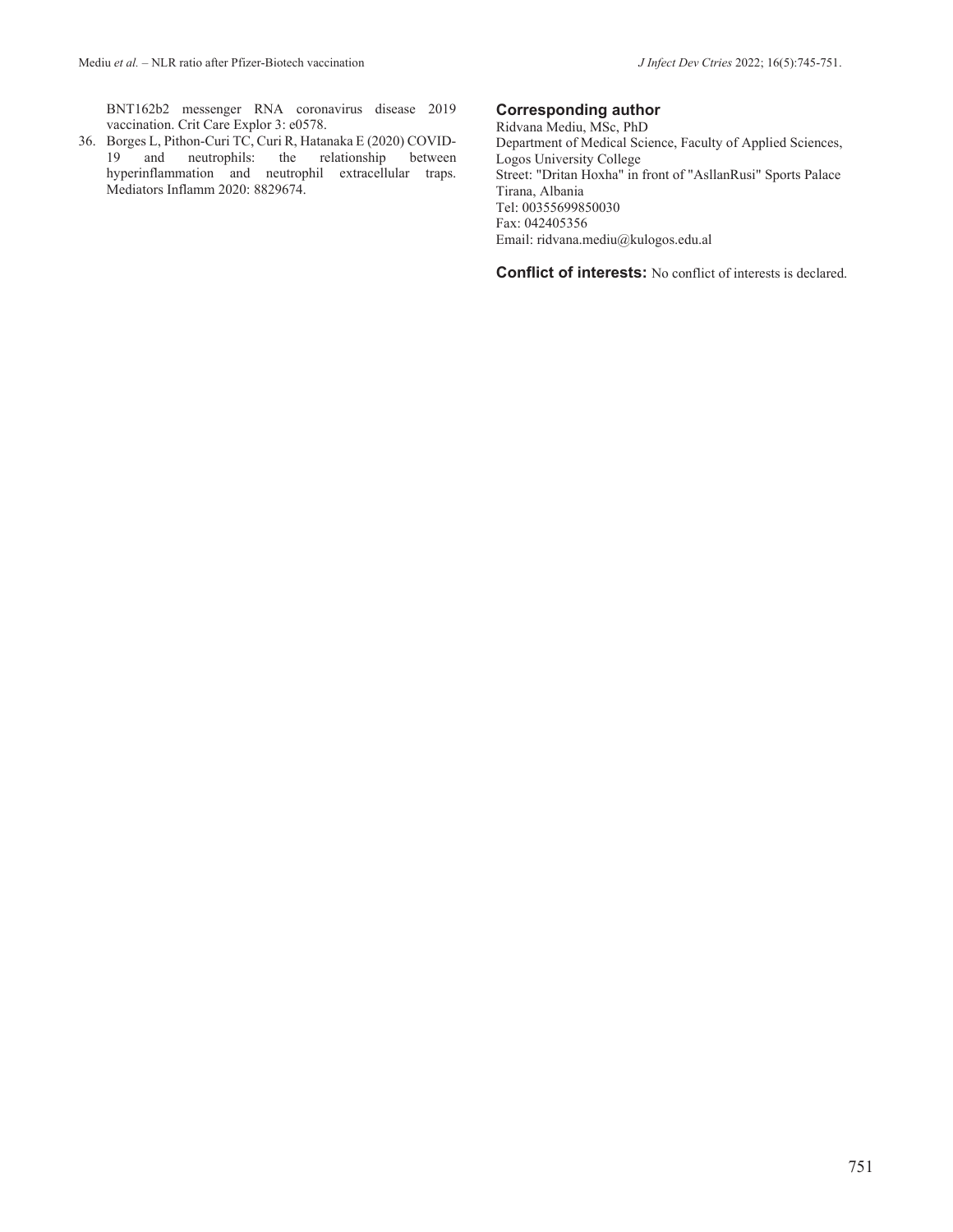BNT162b2 messenger RNA coronavirus disease 2019 vaccination. Crit Care Explor 3: e0578.

36. Borges L, Pithon-Curi TC, Curi R, Hatanaka E (2020) COVID-19 and neutrophils: the relationship between hyperinflammation and neutrophil extracellular traps. Mediators Inflamm 2020: 8829674.

## Corresponding author

Ridvana Mediu, MSc, PhD
Department of Medical Science, Faculty of Applied Sciences, Logos University College
Street: "Dritan Hoxha" in front of "AsllanRusi" Sports Palace
Tirana, Albania
Tel: 00355699850030
Fax: 042405356
Email: ridvana.mediu@kulogos.edu.al

**Conflict of interests:** No conflict of interests is declared.